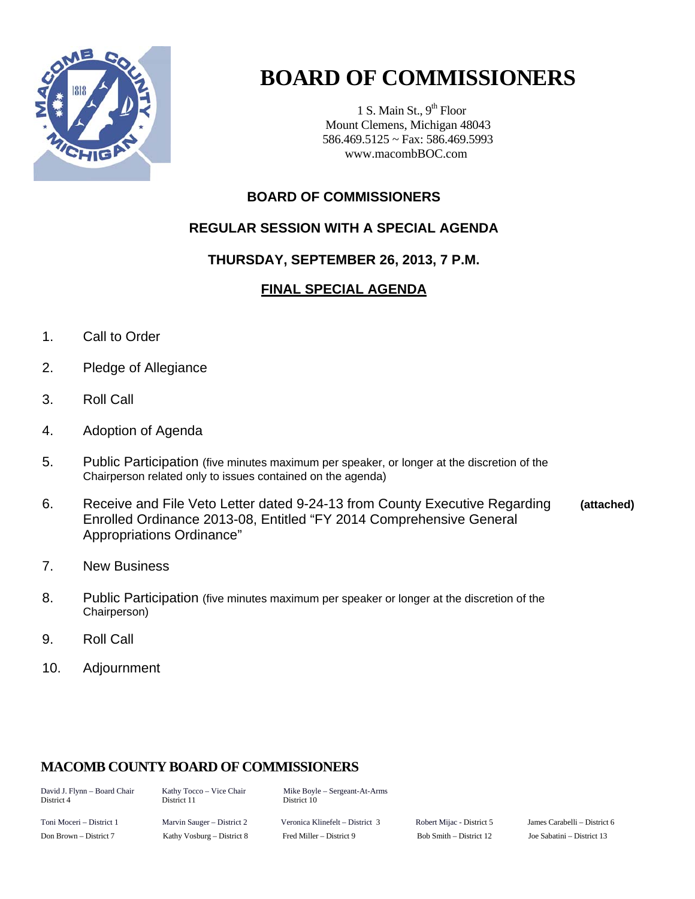# BOARD OF COMMISSIONERS

1 S. Main St., 9th Floor
Mount Clemens, Michigan 48043
586.469.5125 ~ Fax: 586.469.5993
www.macombBOC.com

## BOARD OF COMMISSIONERS

## REGULAR SESSION WITH A SPECIAL AGENDA

## THURSDAY, SEPTEMBER 26, 2013, 7 P.M.

## FINAL SPECIAL AGENDA

1. Call to Order
2. Pledge of Allegiance
3. Roll Call
4. Adoption of Agenda
5. Public Participation (five minutes maximum per speaker, or longer at the discretion of the Chairperson related only to issues contained on the agenda)
6. Receive and File Veto Letter dated 9-24-13 from County Executive Regarding Enrolled Ordinance 2013-08, Entitled "FY 2014 Comprehensive General Appropriations Ordinance" **(attached)**
7. New Business
8. Public Participation (five minutes maximum per speaker or longer at the discretion of the Chairperson)
9. Roll Call
10. Adjournment

**MACOMB COUNTY BOARD OF COMMISSIONERS**

| | | | | |
|---|---|---|---|---|
| David J. Flynn – Board Chair District 4 | Kathy Tocco – Vice Chair District 11 | Mike Boyle – Sergeant-At-Arms District 10 | | |
| Toni Moceri – District 1 | Marvin Sauger – District 2 | Veronica Klinefelt – District 3 | Robert Mijac - District 5 | James Carabelli – District 6 |
| Don Brown – District 7 | Kathy Vosburg – District 8 | Fred Miller – District 9 | Bob Smith – District 12 | Joe Sabatini – District 13 |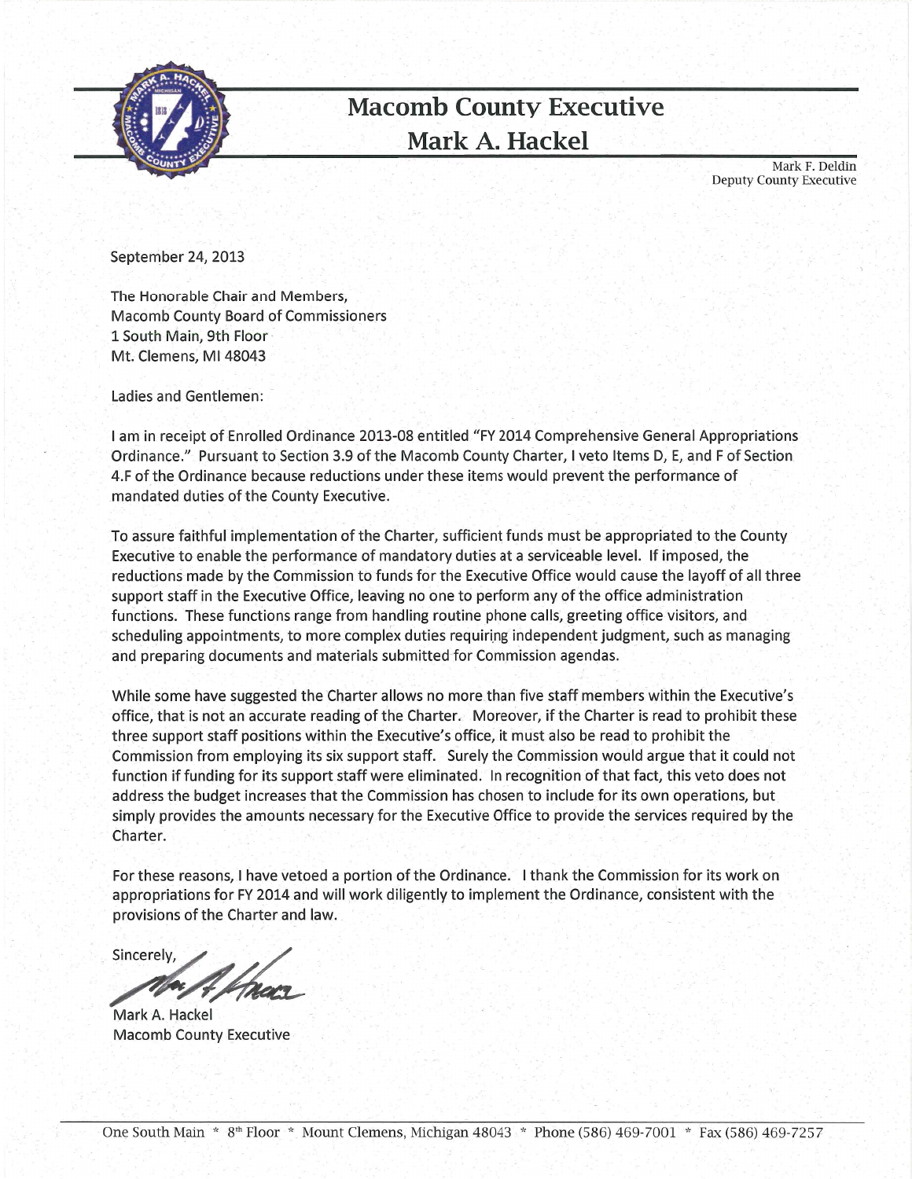# Macomb County Executive

## Mark A. Hackel

Mark F. Deldin
Deputy County Executive

September 24, 2013

The Honorable Chair and Members,
Macomb County Board of Commissioners
1 South Main, 9th Floor
Mt. Clemens, MI 48043

Ladies and Gentlemen:

I am in receipt of Enrolled Ordinance 2013-08 entitled "FY 2014 Comprehensive General Appropriations Ordinance." Pursuant to Section 3.9 of the Macomb County Charter, I veto Items D, E, and F of Section 4.F of the Ordinance because reductions under these items would prevent the performance of mandated duties of the County Executive.

To assure faithful implementation of the Charter, sufficient funds must be appropriated to the County Executive to enable the performance of mandatory duties at a serviceable level. If imposed, the reductions made by the Commission to funds for the Executive Office would cause the layoff of all three support staff in the Executive Office, leaving no one to perform any of the office administration functions. These functions range from handling routine phone calls, greeting office visitors, and scheduling appointments, to more complex duties requiring independent judgment, such as managing and preparing documents and materials submitted for Commission agendas.

While some have suggested the Charter allows no more than five staff members within the Executive's office, that is not an accurate reading of the Charter. Moreover, if the Charter is read to prohibit these three support staff positions within the Executive's office, it must also be read to prohibit the Commission from employing its six support staff. Surely the Commission would argue that it could not function if funding for its support staff were eliminated. In recognition of that fact, this veto does not address the budget increases that the Commission has chosen to include for its own operations, but simply provides the amounts necessary for the Executive Office to provide the services required by the Charter.

For these reasons, I have vetoed a portion of the Ordinance. I thank the Commission for its work on appropriations for FY 2014 and will work diligently to implement the Ordinance, consistent with the provisions of the Charter and law.

Sincerely,

Mark A. Hackel
Macomb County Executive

One South Main * 8th Floor * Mount Clemens, Michigan 48043 * Phone (586) 469-7001 * Fax (586) 469-7257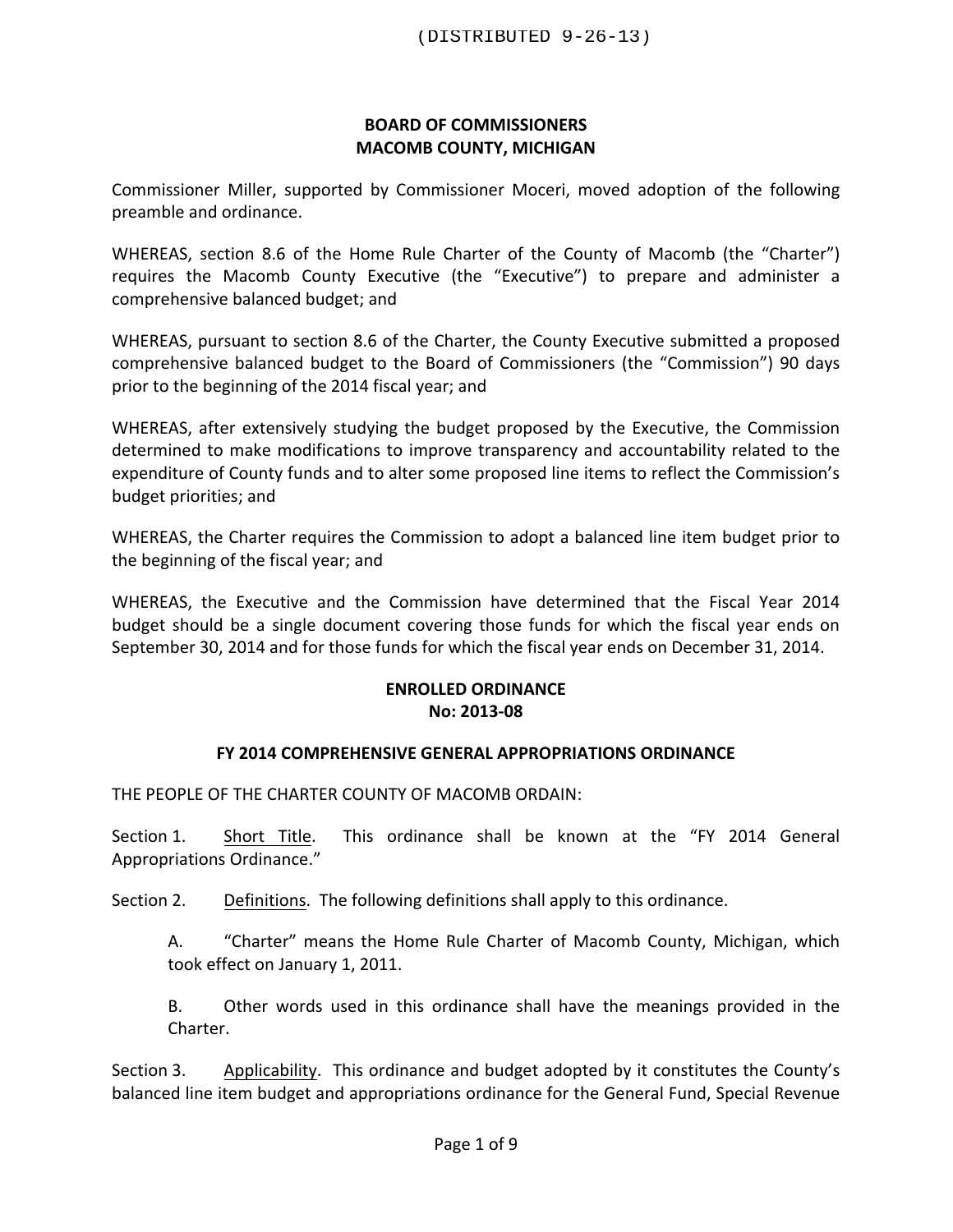(DISTRIBUTED 9-26-13)

**BOARD OF COMMISSIONERS**
**MACOMB COUNTY, MICHIGAN**

Commissioner Miller, supported by Commissioner Moceri, moved adoption of the following preamble and ordinance.

WHEREAS, section 8.6 of the Home Rule Charter of the County of Macomb (the "Charter") requires the Macomb County Executive (the "Executive") to prepare and administer a comprehensive balanced budget; and

WHEREAS, pursuant to section 8.6 of the Charter, the County Executive submitted a proposed comprehensive balanced budget to the Board of Commissioners (the "Commission") 90 days prior to the beginning of the 2014 fiscal year; and

WHEREAS, after extensively studying the budget proposed by the Executive, the Commission determined to make modifications to improve transparency and accountability related to the expenditure of County funds and to alter some proposed line items to reflect the Commission's budget priorities; and

WHEREAS, the Charter requires the Commission to adopt a balanced line item budget prior to the beginning of the fiscal year; and

WHEREAS, the Executive and the Commission have determined that the Fiscal Year 2014 budget should be a single document covering those funds for which the fiscal year ends on September 30, 2014 and for those funds for which the fiscal year ends on December 31, 2014.

**ENROLLED ORDINANCE**
**No: 2013-08**

**FY 2014 COMPREHENSIVE GENERAL APPROPRIATIONS ORDINANCE**

THE PEOPLE OF THE CHARTER COUNTY OF MACOMB ORDAIN:

Section 1. Short Title. This ordinance shall be known at the "FY 2014 General Appropriations Ordinance."

Section 2. Definitions. The following definitions shall apply to this ordinance.

A. "Charter" means the Home Rule Charter of Macomb County, Michigan, which took effect on January 1, 2011.

B. Other words used in this ordinance shall have the meanings provided in the Charter.

Section 3. Applicability. This ordinance and budget adopted by it constitutes the County's balanced line item budget and appropriations ordinance for the General Fund, Special Revenue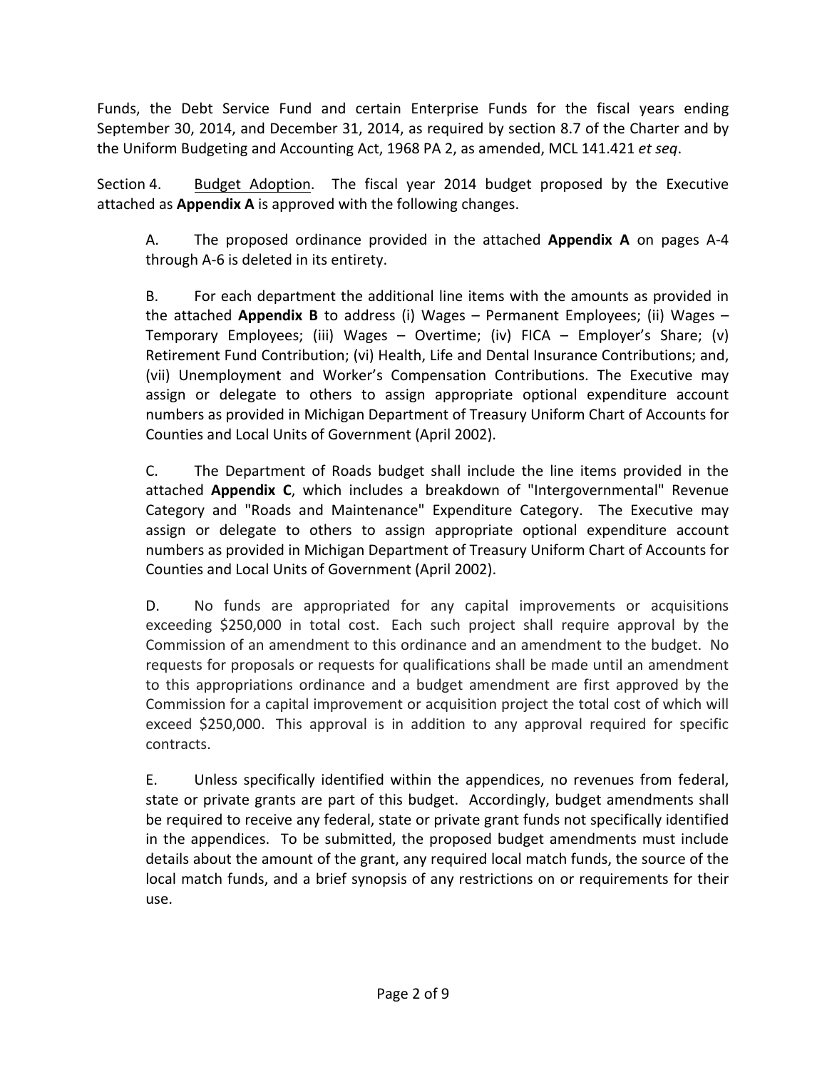Funds, the Debt Service Fund and certain Enterprise Funds for the fiscal years ending September 30, 2014, and December 31, 2014, as required by section 8.7 of the Charter and by the Uniform Budgeting and Accounting Act, 1968 PA 2, as amended, MCL 141.421 *et seq*.

Section 4. Budget Adoption. The fiscal year 2014 budget proposed by the Executive attached as **Appendix A** is approved with the following changes.

A. The proposed ordinance provided in the attached **Appendix A** on pages A-4 through A-6 is deleted in its entirety.

B. For each department the additional line items with the amounts as provided in the attached **Appendix B** to address (i) Wages – Permanent Employees; (ii) Wages – Temporary Employees; (iii) Wages – Overtime; (iv) FICA – Employer's Share; (v) Retirement Fund Contribution; (vi) Health, Life and Dental Insurance Contributions; and, (vii) Unemployment and Worker's Compensation Contributions. The Executive may assign or delegate to others to assign appropriate optional expenditure account numbers as provided in Michigan Department of Treasury Uniform Chart of Accounts for Counties and Local Units of Government (April 2002).

C. The Department of Roads budget shall include the line items provided in the attached **Appendix C**, which includes a breakdown of "Intergovernmental" Revenue Category and "Roads and Maintenance" Expenditure Category. The Executive may assign or delegate to others to assign appropriate optional expenditure account numbers as provided in Michigan Department of Treasury Uniform Chart of Accounts for Counties and Local Units of Government (April 2002).

D. No funds are appropriated for any capital improvements or acquisitions exceeding $250,000 in total cost. Each such project shall require approval by the Commission of an amendment to this ordinance and an amendment to the budget. No requests for proposals or requests for qualifications shall be made until an amendment to this appropriations ordinance and a budget amendment are first approved by the Commission for a capital improvement or acquisition project the total cost of which will exceed $250,000. This approval is in addition to any approval required for specific contracts.

E. Unless specifically identified within the appendices, no revenues from federal, state or private grants are part of this budget. Accordingly, budget amendments shall be required to receive any federal, state or private grant funds not specifically identified in the appendices. To be submitted, the proposed budget amendments must include details about the amount of the grant, any required local match funds, the source of the local match funds, and a brief synopsis of any restrictions on or requirements for their use.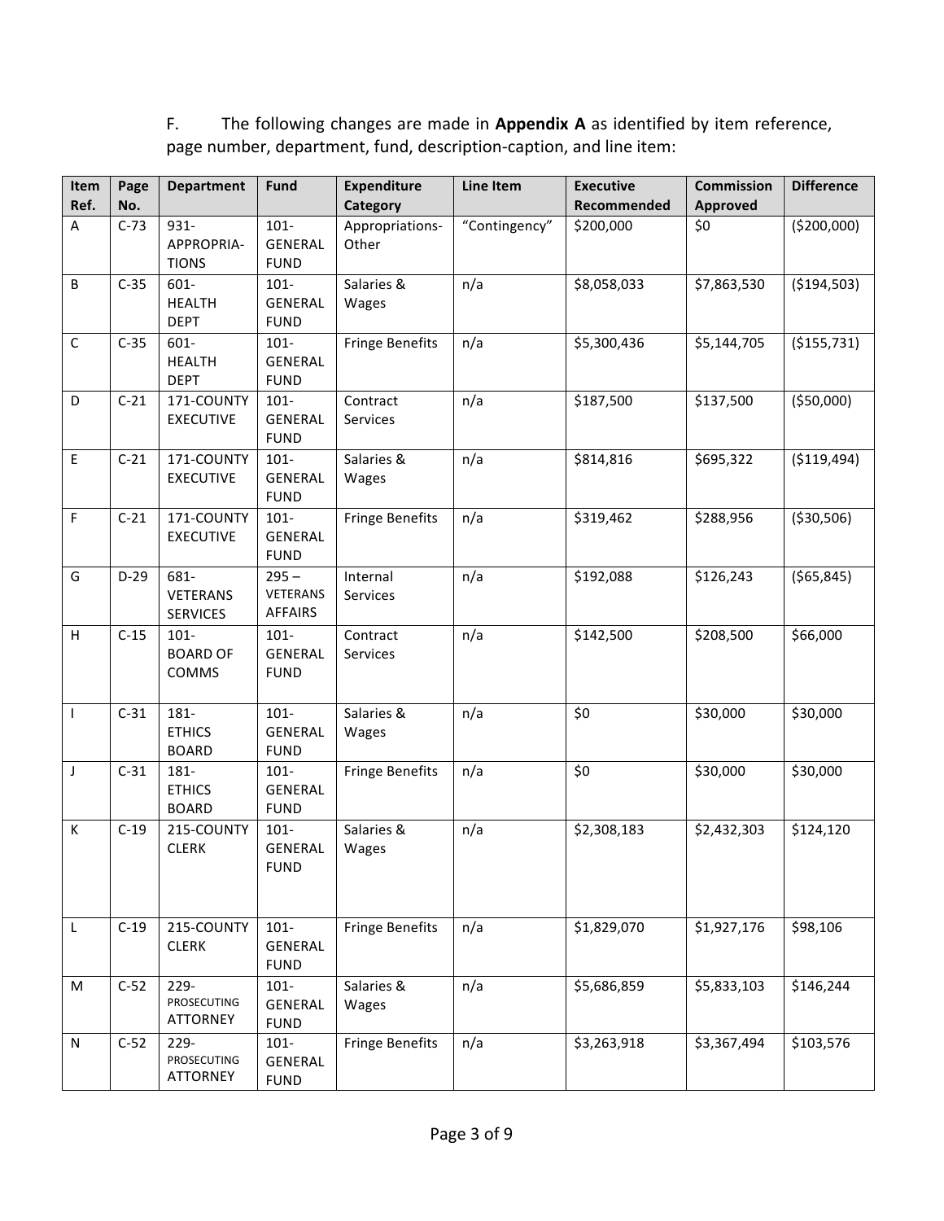F. The following changes are made in **Appendix A** as identified by item reference, page number, department, fund, description-caption, and line item:

| Item Ref. | Page No. | Department | Fund | Expenditure Category | Line Item | Executive Recommended | Commission Approved | Difference |
|---|---|---|---|---|---|---|---|---|
| A | C-73 | 931-APPROPRIA-TIONS | 101-GENERAL FUND | Appropriations-Other | "Contingency" | $200,000 | $0 | ($200,000) |
| B | C-35 | 601-HEALTH DEPT | 101-GENERAL FUND | Salaries & Wages | n/a | $8,058,033 | $7,863,530 | ($194,503) |
| C | C-35 | 601-HEALTH DEPT | 101-GENERAL FUND | Fringe Benefits | n/a | $5,300,436 | $5,144,705 | ($155,731) |
| D | C-21 | 171-COUNTY EXECUTIVE | 101-GENERAL FUND | Contract Services | n/a | $187,500 | $137,500 | ($50,000) |
| E | C-21 | 171-COUNTY EXECUTIVE | 101-GENERAL FUND | Salaries & Wages | n/a | $814,816 | $695,322 | ($119,494) |
| F | C-21 | 171-COUNTY EXECUTIVE | 101-GENERAL FUND | Fringe Benefits | n/a | $319,462 | $288,956 | ($30,506) |
| G | D-29 | 681-VETERANS SERVICES | 295 – VETERANS AFFAIRS | Internal Services | n/a | $192,088 | $126,243 | ($65,845) |
| H | C-15 | 101-BOARD OF COMMS | 101-GENERAL FUND | Contract Services | n/a | $142,500 | $208,500 | $66,000 |
| I | C-31 | 181-ETHICS BOARD | 101-GENERAL FUND | Salaries & Wages | n/a | $0 | $30,000 | $30,000 |
| J | C-31 | 181-ETHICS BOARD | 101-GENERAL FUND | Fringe Benefits | n/a | $0 | $30,000 | $30,000 |
| K | C-19 | 215-COUNTY CLERK | 101-GENERAL FUND | Salaries & Wages | n/a | $2,308,183 | $2,432,303 | $124,120 |
| L | C-19 | 215-COUNTY CLERK | 101-GENERAL FUND | Fringe Benefits | n/a | $1,829,070 | $1,927,176 | $98,106 |
| M | C-52 | 229-PROSECUTING ATTORNEY | 101-GENERAL FUND | Salaries & Wages | n/a | $5,686,859 | $5,833,103 | $146,244 |
| N | C-52 | 229-PROSECUTING ATTORNEY | 101-GENERAL FUND | Fringe Benefits | n/a | $3,263,918 | $3,367,494 | $103,576 |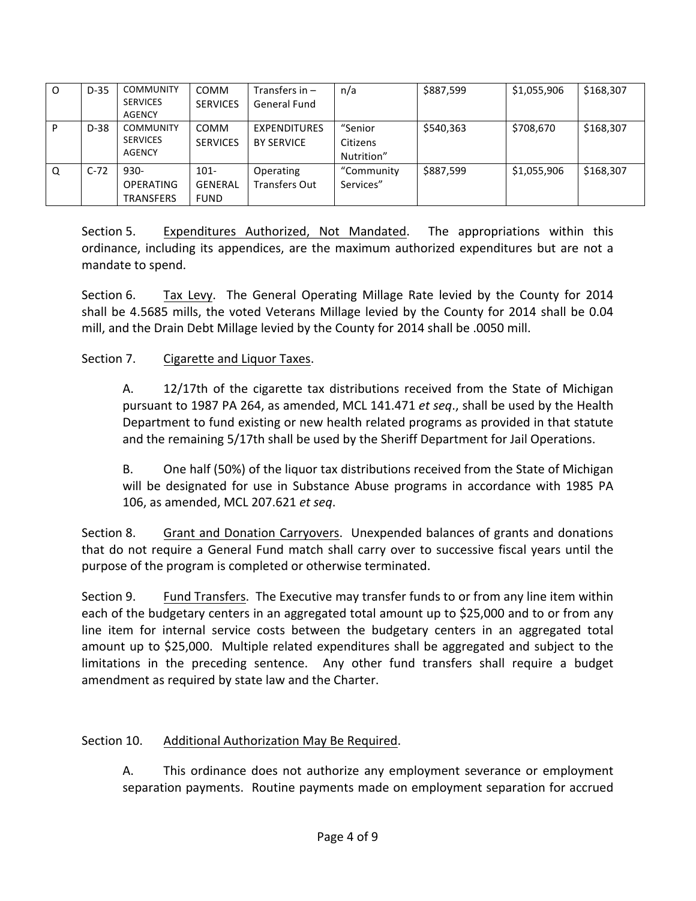| O | D-35 | COMMUNITY SERVICES AGENCY | COMM SERVICES | Transfers in – General Fund | n/a | $887,599 | $1,055,906 | $168,307 |
|---|---|---|---|---|---|---|---|---|
| P | D-38 | COMMUNITY SERVICES AGENCY | COMM SERVICES | EXPENDITURES BY SERVICE | "Senior Citizens Nutrition" | $540,363 | $708,670 | $168,307 |
| Q | C-72 | 930-OPERATING TRANSFERS | 101-GENERAL FUND | Operating Transfers Out | "Community Services" | $887,599 | $1,055,906 | $168,307 |

Section 5. Expenditures Authorized, Not Mandated. The appropriations within this ordinance, including its appendices, are the maximum authorized expenditures but are not a mandate to spend.

Section 6. Tax Levy. The General Operating Millage Rate levied by the County for 2014 shall be 4.5685 mills, the voted Veterans Millage levied by the County for 2014 shall be 0.04 mill, and the Drain Debt Millage levied by the County for 2014 shall be .0050 mill.

Section 7. Cigarette and Liquor Taxes.

A. 12/17th of the cigarette tax distributions received from the State of Michigan pursuant to 1987 PA 264, as amended, MCL 141.471 *et seq*., shall be used by the Health Department to fund existing or new health related programs as provided in that statute and the remaining 5/17th shall be used by the Sheriff Department for Jail Operations.

B. One half (50%) of the liquor tax distributions received from the State of Michigan will be designated for use in Substance Abuse programs in accordance with 1985 PA 106, as amended, MCL 207.621 *et seq*.

Section 8. Grant and Donation Carryovers. Unexpended balances of grants and donations that do not require a General Fund match shall carry over to successive fiscal years until the purpose of the program is completed or otherwise terminated.

Section 9. Fund Transfers. The Executive may transfer funds to or from any line item within each of the budgetary centers in an aggregated total amount up to $25,000 and to or from any line item for internal service costs between the budgetary centers in an aggregated total amount up to $25,000. Multiple related expenditures shall be aggregated and subject to the limitations in the preceding sentence. Any other fund transfers shall require a budget amendment as required by state law and the Charter.

Section 10. Additional Authorization May Be Required.

A. This ordinance does not authorize any employment severance or employment separation payments. Routine payments made on employment separation for accrued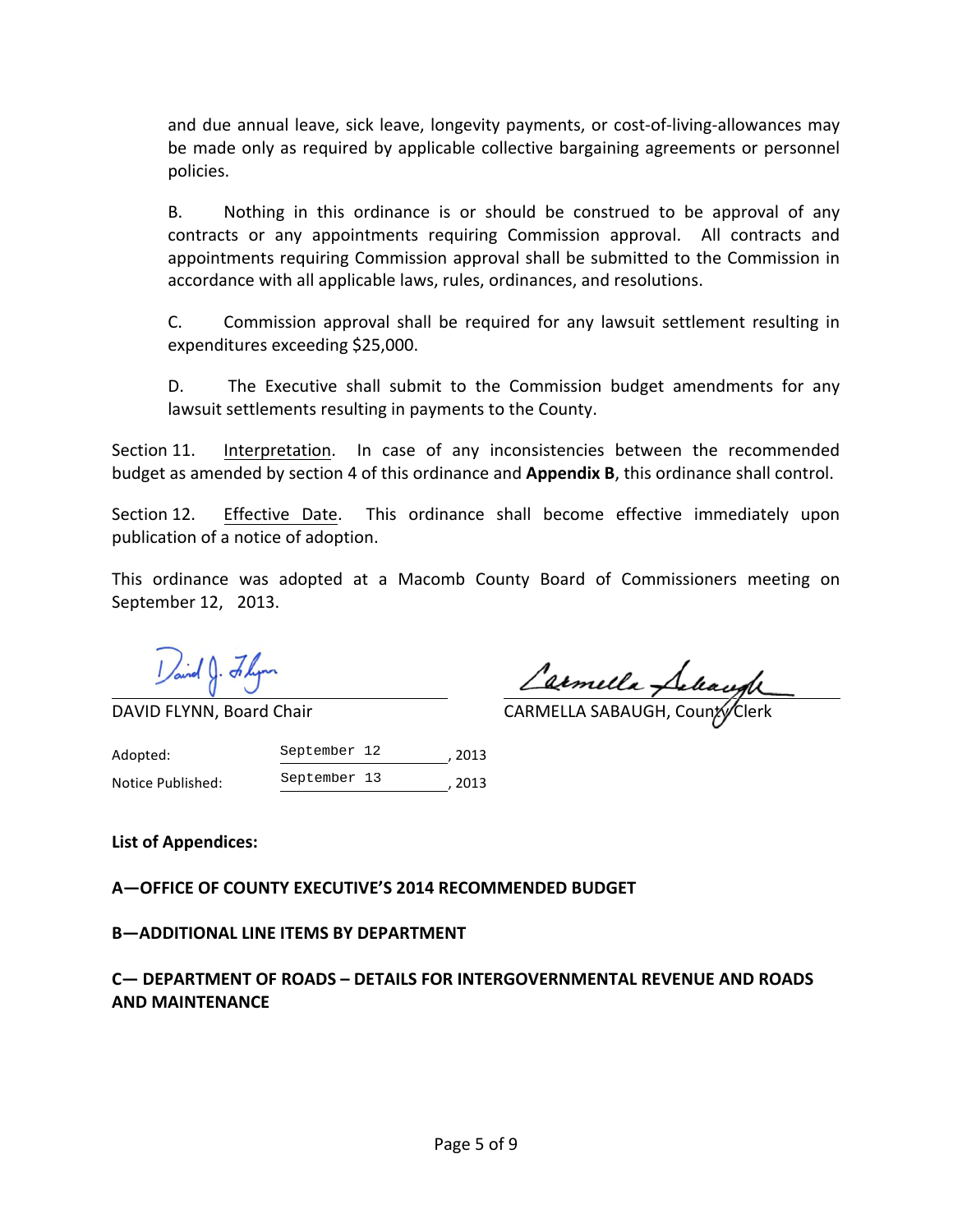and due annual leave, sick leave, longevity payments, or cost-of-living-allowances may be made only as required by applicable collective bargaining agreements or personnel policies.

B. Nothing in this ordinance is or should be construed to be approval of any contracts or any appointments requiring Commission approval. All contracts and appointments requiring Commission approval shall be submitted to the Commission in accordance with all applicable laws, rules, ordinances, and resolutions.

C. Commission approval shall be required for any lawsuit settlement resulting in expenditures exceeding $25,000.

D. The Executive shall submit to the Commission budget amendments for any lawsuit settlements resulting in payments to the County.

Section 11. Interpretation. In case of any inconsistencies between the recommended budget as amended by section 4 of this ordinance and **Appendix B**, this ordinance shall control.

Section 12. Effective Date. This ordinance shall become effective immediately upon publication of a notice of adoption.

This ordinance was adopted at a Macomb County Board of Commissioners meeting on September 12, 2013.

DAVID FLYNN, Board Chair

CARMELLA SABAUGH, County Clerk

Adopted: September 12, 2013

Notice Published: September 13, 2013

**List of Appendices:**

**A—OFFICE OF COUNTY EXECUTIVE'S 2014 RECOMMENDED BUDGET**

**B—ADDITIONAL LINE ITEMS BY DEPARTMENT**

**C— DEPARTMENT OF ROADS – DETAILS FOR INTERGOVERNMENTAL REVENUE AND ROADS AND MAINTENANCE**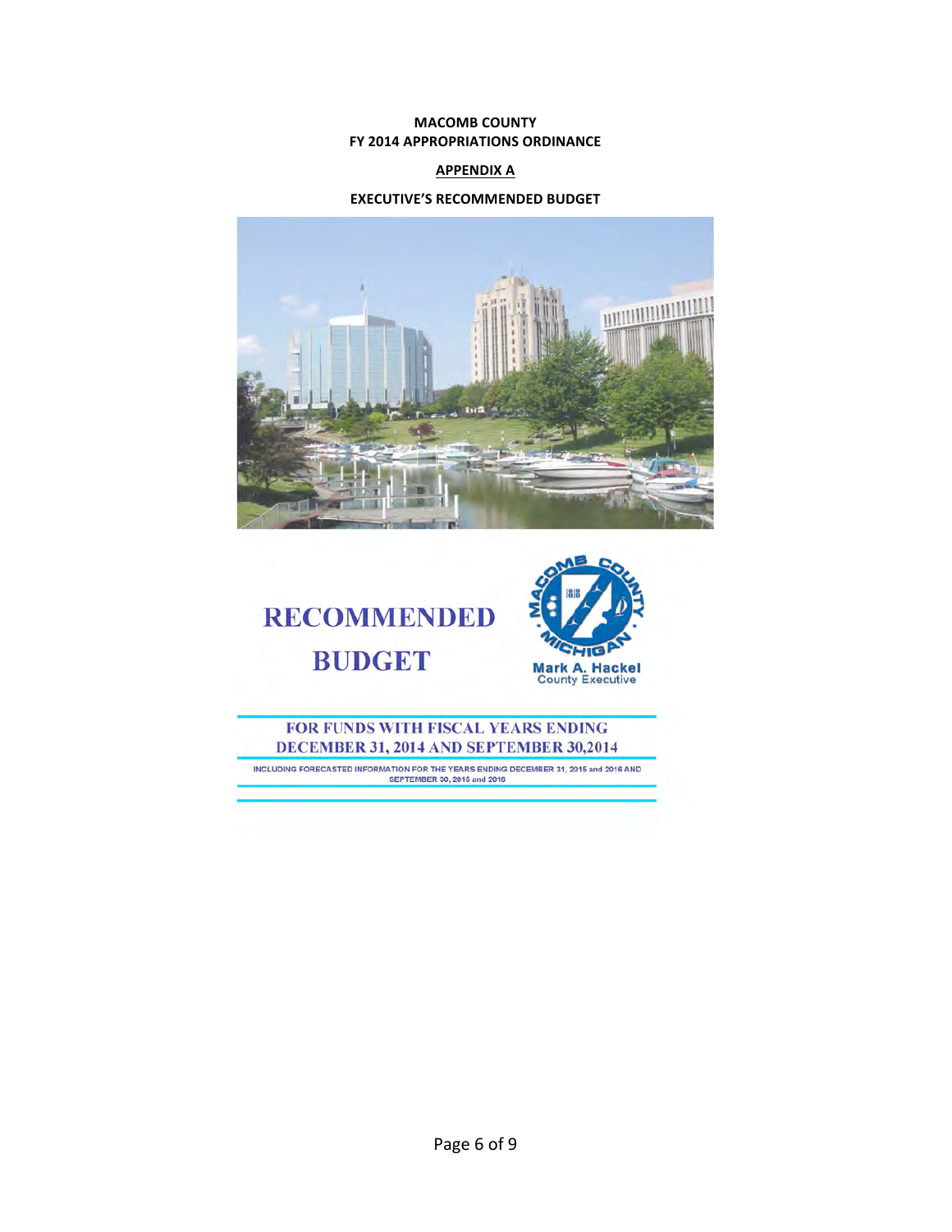**MACOMB COUNTY**
**FY 2014 APPROPRIATIONS ORDINANCE**

**APPENDIX A**

**EXECUTIVE'S RECOMMENDED BUDGET**

# RECOMMENDED BUDGET

Mark A. Hackel
County Executive

## FOR FUNDS WITH FISCAL YEARS ENDING DECEMBER 31, 2014 AND SEPTEMBER 30,2014

INCLUDING FORECASTED INFORMATION FOR THE YEARS ENDING DECEMBER 31, 2015 and 2016 AND SEPTEMBER 30, 2015 and 2016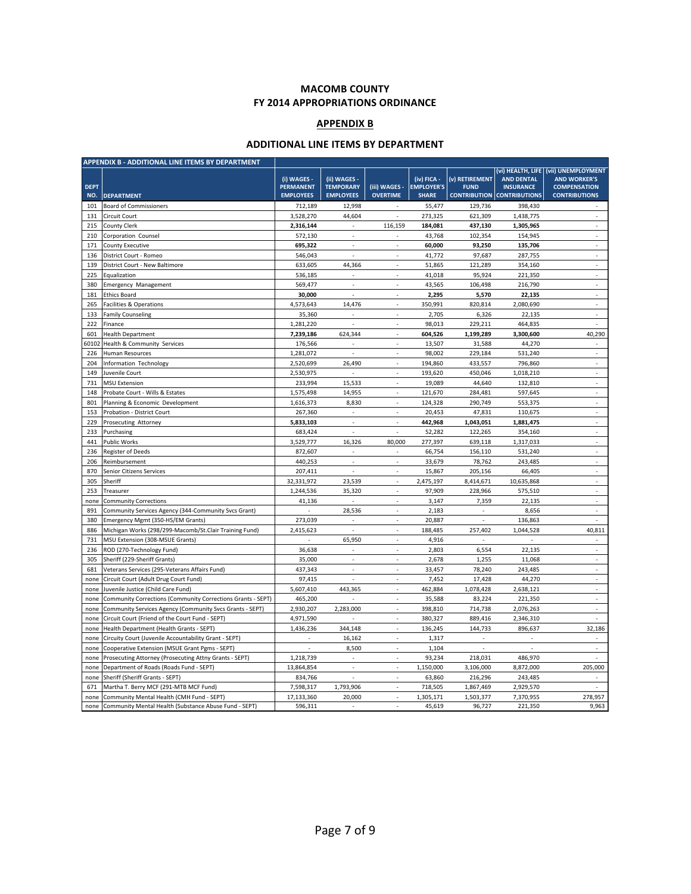# MACOMB COUNTY
## FY 2014 APPROPRIATIONS ORDINANCE

## APPENDIX B

### ADDITIONAL LINE ITEMS BY DEPARTMENT

| DEPT NO. | APPENDIX B - ADDITIONAL LINE ITEMS BY DEPARTMENT<br>DEPARTMENT | (i) WAGES - PERMANENT EMPLOYEES | (ii) WAGES - TEMPORARY EMPLOYEES | (iii) WAGES - OVERTIME | (iv) FICA - EMPLOYER'S SHARE | (v) RETIREMENT FUND CONTRIBUTION | (vi) HEALTH, LIFE AND DENTAL INSURANCE CONTRIBUTIONS | (vii) UNEMPLOYMENT AND WORKER'S COMPENSATION CONTRIBUTIONS |
|---|---|---|---|---|---|---|---|---|
| 101 | Board of Commissioners | 712,189 | 12,998 | - | 55,477 | 129,736 | 398,430 | - |
| 131 | Circuit Court | 3,528,270 | 44,604 | - | 273,325 | 621,309 | 1,438,775 | - |
| 215 | County Clerk | **2,316,144** | - | 116,159 | **184,081** | **437,130** | **1,305,965** | - |
| 210 | Corporation Counsel | 572,130 | - | - | 43,768 | 102,354 | 154,945 | - |
| 171 | County Executive | **695,322** | - | - | **60,000** | **93,250** | **135,706** | - |
| 136 | District Court - Romeo | 546,043 | - | - | 41,772 | 97,687 | 287,755 | - |
| 139 | District Court - New Baltimore | 633,605 | 44,366 | - | 51,865 | 121,289 | 354,160 | - |
| 225 | Equalization | 536,185 | - | - | 41,018 | 95,924 | 221,350 | - |
| 380 | Emergency Management | 569,477 | - | - | 43,565 | 106,498 | 216,790 | - |
| 181 | Ethics Board | **30,000** | - | - | **2,295** | **5,570** | **22,135** | - |
| 265 | Facilities & Operations | 4,573,643 | 14,476 | - | 350,991 | 820,814 | 2,080,690 | - |
| 133 | Family Counseling | 35,360 | - | - | 2,705 | 6,326 | 22,135 | - |
| 222 | Finance | 1,281,220 | - | - | 98,013 | 229,211 | 464,835 | - |
| 601 | Health Department | **7,239,186** | 624,344 | - | **604,526** | **1,199,289** | **3,300,600** | 40,290 |
| 60102 | Health & Community Services | 176,566 | - | - | 13,507 | 31,588 | 44,270 | - |
| 226 | Human Resources | 1,281,072 | - | - | 98,002 | 229,184 | 531,240 | - |
| 204 | Information Technology | 2,520,699 | 26,490 | - | 194,860 | 433,557 | 796,860 | - |
| 149 | Juvenile Court | 2,530,975 | - | - | 193,620 | 450,046 | 1,018,210 | - |
| 731 | MSU Extension | 233,994 | 15,533 | - | 19,089 | 44,640 | 132,810 | - |
| 148 | Probate Court - Wills & Estates | 1,575,498 | 14,955 | - | 121,670 | 284,481 | 597,645 | - |
| 801 | Planning & Economic Development | 1,616,373 | 8,830 | - | 124,328 | 290,749 | 553,375 | - |
| 153 | Probation - District Court | 267,360 | - | - | 20,453 | 47,831 | 110,675 | - |
| 229 | Prosecuting Attorney | **5,833,103** | - | - | **442,968** | **1,043,051** | **1,881,475** | - |
| 233 | Purchasing | 683,424 | - | - | 52,282 | 122,265 | 354,160 | - |
| 441 | Public Works | 3,529,777 | 16,326 | 80,000 | 277,397 | 639,118 | 1,317,033 | - |
| 236 | Register of Deeds | 872,607 | - | - | 66,754 | 156,110 | 531,240 | - |
| 206 | Reimbursement | 440,253 | - | - | 33,679 | 78,762 | 243,485 | - |
| 870 | Senior Citizens Services | 207,411 | - | - | 15,867 | 205,156 | 66,405 | - |
| 305 | Sheriff | 32,331,972 | 23,539 | - | 2,475,197 | 8,414,671 | 10,635,868 | - |
| 253 | Treasurer | 1,244,536 | 35,320 | - | 97,909 | 228,966 | 575,510 | - |
| none | Community Corrections | 41,136 | - | - | 3,147 | 7,359 | 22,135 | - |
| 891 | Community Services Agency (344-Community Svcs Grant) | - | 28,536 | - | 2,183 | - | 8,656 | - |
| 380 | Emergency Mgmt (350-HS/EM Grants) | 273,039 | - | - | 20,887 | - | 136,863 | - |
| 886 | Michigan Works (298/299-Macomb/St.Clair Training Fund) | 2,415,623 | - | - | 188,485 | 257,402 | 1,044,528 | 40,811 |
| 731 | MSU Extension (308-MSUE Grants) | - | 65,950 | - | 4,916 | - | - | - |
| 236 | ROD (270-Technology Fund) | 36,638 | - | - | 2,803 | 6,554 | 22,135 | - |
| 305 | Sheriff (229-Sheriff Grants) | 35,000 | - | - | 2,678 | 1,255 | 11,068 | - |
| 681 | Veterans Services (295-Veterans Affairs Fund) | 437,343 | - | - | 33,457 | 78,240 | 243,485 | - |
| none | Circuit Court (Adult Drug Court Fund) | 97,415 | - | - | 7,452 | 17,428 | 44,270 | - |
| none | Juvenile Justice (Child Care Fund) | 5,607,410 | 443,365 | - | 462,884 | 1,078,428 | 2,638,121 | - |
| none | Community Corrections (Community Corrections Grants - SEPT) | 465,200 | - | - | 35,588 | 83,224 | 221,350 | - |
| none | Community Services Agency (Community Svcs Grants - SEPT) | 2,930,207 | 2,283,000 | - | 398,810 | 714,738 | 2,076,263 | - |
| none | Circuit Court (Friend of the Court Fund - SEPT) | 4,971,590 | - | - | 380,327 | 889,416 | 2,346,310 | - |
| none | Health Department (Health Grants - SEPT) | 1,436,236 | 344,148 | - | 136,245 | 144,733 | 896,637 | 32,186 |
| none | Circuity Court (Juvenile Accountability Grant - SEPT) | - | 16,162 | - | 1,317 | - | - | - |
| none | Cooperative Extension (MSUE Grant Pgms - SEPT) | - | 8,500 | - | 1,104 | - | - | - |
| none | Prosecuting Attorney (Prosecuting Attny Grants - SEPT) | 1,218,739 | - | - | 93,234 | 218,031 | 486,970 | - |
| none | Department of Roads (Roads Fund - SEPT) | 13,864,854 | - | - | 1,150,000 | 3,106,000 | 8,872,000 | 205,000 |
| none | Sheriff (Sheriff Grants - SEPT) | 834,766 | - | - | 63,860 | 216,296 | 243,485 | - |
| 671 | Martha T. Berry MCF (291-MTB MCF Fund) | 7,598,317 | 1,793,906 | - | 718,505 | 1,867,469 | 2,929,570 | - |
| none | Community Mental Health (CMH Fund - SEPT) | 17,133,360 | 20,000 | - | 1,305,171 | 1,503,377 | 7,370,955 | 278,957 |
| none | Community Mental Health (Substance Abuse Fund - SEPT) | 596,311 | - | - | 45,619 | 96,727 | 221,350 | 9,963 |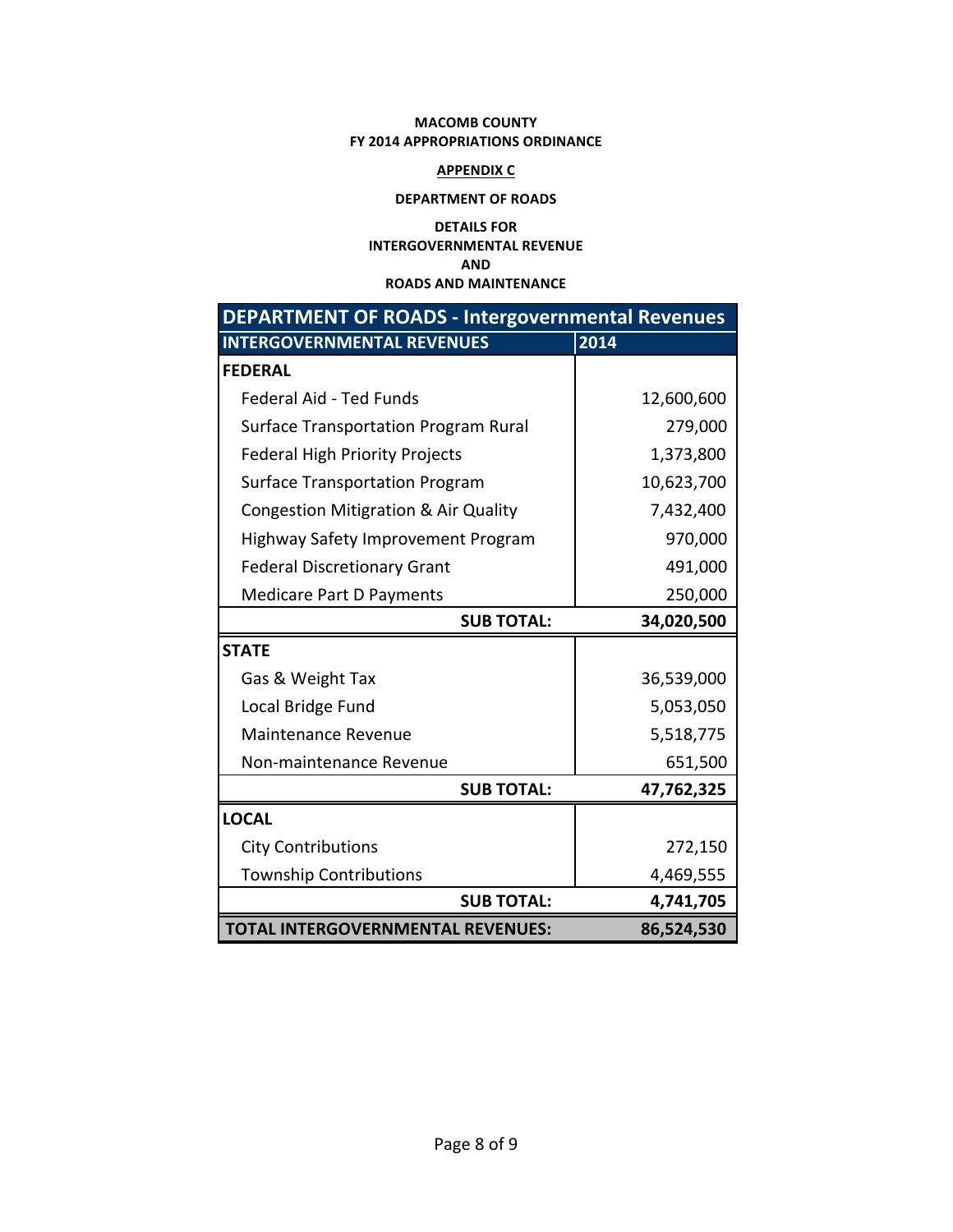**MACOMB COUNTY**
**FY 2014 APPROPRIATIONS ORDINANCE**

**APPENDIX C**

**DEPARTMENT OF ROADS**

**DETAILS FOR**
**INTERGOVERNMENTAL REVENUE**
**AND**
**ROADS AND MAINTENANCE**

| DEPARTMENT OF ROADS - Intergovernmental Revenues | |
|---|---|
| **INTERGOVERNMENTAL REVENUES** | **2014** |
| **FEDERAL** | |
| Federal Aid - Ted Funds | 12,600,600 |
| Surface Transportation Program Rural | 279,000 |
| Federal High Priority Projects | 1,373,800 |
| Surface Transportation Program | 10,623,700 |
| Congestion Mitigation & Air Quality | 7,432,400 |
| Highway Safety Improvement Program | 970,000 |
| Federal Discretionary Grant | 491,000 |
| Medicare Part D Payments | 250,000 |
| **SUB TOTAL:** | **34,020,500** |
| **STATE** | |
| Gas & Weight Tax | 36,539,000 |
| Local Bridge Fund | 5,053,050 |
| Maintenance Revenue | 5,518,775 |
| Non-maintenance Revenue | 651,500 |
| **SUB TOTAL:** | **47,762,325** |
| **LOCAL** | |
| City Contributions | 272,150 |
| Township Contributions | 4,469,555 |
| **SUB TOTAL:** | **4,741,705** |
| **TOTAL INTERGOVERNMENTAL REVENUES:** | **86,524,530** |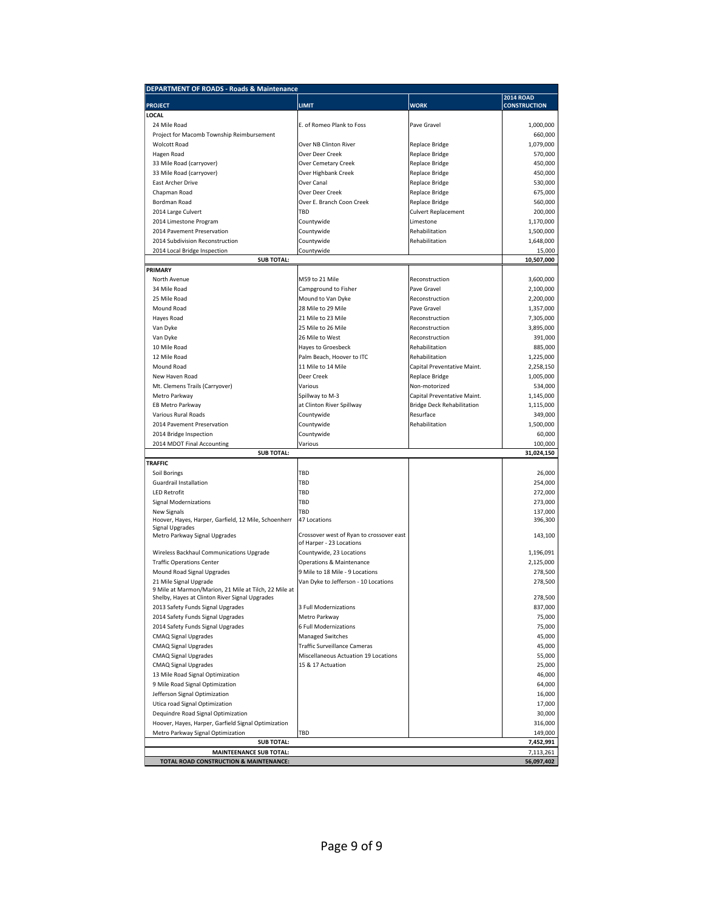| DEPARTMENT OF ROADS - Roads & Maintenance | | | |
|---|---|---|---|
| **PROJECT** | **LIMIT** | **WORK** | **2014 ROAD CONSTRUCTION** |
| **LOCAL** | | | |
| 24 Mile Road | E. of Romeo Plank to Foss | Pave Gravel | 1,000,000 |
| Project for Macomb Township Reimbursement | | | 660,000 |
| Wolcott Road | Over NB Clinton River | Replace Bridge | 1,079,000 |
| Hagen Road | Over Deer Creek | Replace Bridge | 570,000 |
| 33 Mile Road (carryover) | Over Cemetary Creek | Replace Bridge | 450,000 |
| 33 Mile Road (carryover) | Over Highbank Creek | Replace Bridge | 450,000 |
| East Archer Drive | Over Canal | Replace Bridge | 530,000 |
| Chapman Road | Over Deer Creek | Replace Bridge | 675,000 |
| Bordman Road | Over E. Branch Coon Creek | Replace Bridge | 560,000 |
| 2014 Large Culvert | TBD | Culvert Replacement | 200,000 |
| 2014 Limestone Program | Countywide | Limestone | 1,170,000 |
| 2014 Pavement Preservation | Countywide | Rehabilitation | 1,500,000 |
| 2014 Subdivision Reconstruction | Countywide | Rehabilitation | 1,648,000 |
| 2014 Local Bridge Inspection | Countywide | | 15,000 |
| **SUB TOTAL:** | | | **10,507,000** |
| **PRIMARY** | | | |
| North Avenue | M59 to 21 Mile | Reconstruction | 3,600,000 |
| 34 Mile Road | Campground to Fisher | Pave Gravel | 2,100,000 |
| 25 Mile Road | Mound to Van Dyke | Reconstruction | 2,200,000 |
| Mound Road | 28 Mile to 29 Mile | Pave Gravel | 1,357,000 |
| Hayes Road | 21 Mile to 23 Mile | Reconstruction | 7,305,000 |
| Van Dyke | 25 Mile to 26 Mile | Reconstruction | 3,895,000 |
| Van Dyke | 26 Mile to West | Reconstruction | 391,000 |
| 10 Mile Road | Hayes to Groesbeck | Rehabilitation | 885,000 |
| 12 Mile Road | Palm Beach, Hoover to ITC | Rehabilitation | 1,225,000 |
| Mound Road | 11 Mile to 14 Mile | Capital Preventative Maint. | 2,258,150 |
| New Haven Road | Deer Creek | Replace Bridge | 1,005,000 |
| Mt. Clemens Trails (Carryover) | Various | Non-motorized | 534,000 |
| Metro Parkway | Spillway to M-3 | Capital Preventative Maint. | 1,145,000 |
| EB Metro Parkway | at Clinton River Spillway | Bridge Deck Rehabilitation | 1,115,000 |
| Various Rural Roads | Countywide | Resurface | 349,000 |
| 2014 Pavement Preservation | Countywide | Rehabilitation | 1,500,000 |
| 2014 Bridge Inspection | Countywide | | 60,000 |
| 2014 MDOT Final Accounting | Various | | 100,000 |
| **SUB TOTAL:** | | | **31,024,150** |
| **TRAFFIC** | | | |
| Soil Borings | TBD | | 26,000 |
| Guardrail Installation | TBD | | 254,000 |
| LED Retrofit | TBD | | 272,000 |
| Signal Modernizations | TBD | | 273,000 |
| New Signals | TBD | | 137,000 |
| Hoover, Hayes, Harper, Garfield, 12 Mile, Schoenherr Signal Upgrades | 47 Locations | | 396,300 |
| Metro Parkway Signal Upgrades | Crossover west of Ryan to crossover east of Harper - 23 Locations | | 143,100 |
| Wireless Backhaul Communications Upgrade | Countywide, 23 Locations | | 1,196,091 |
| Traffic Operations Center | Operations & Maintenance | | 2,125,000 |
| Mound Road Signal Upgrades | 9 Mile to 18 Mile - 9 Locations | | 278,500 |
| 21 Mile Signal Upgrade | Van Dyke to Jefferson - 10 Locations | | 278,500 |
| 9 Mile at Marmon/Marion, 21 Mile at Tilch, 22 Mile at Shelby, Hayes at Clinton River Signal Upgrades | | | 278,500 |
| 2013 Safety Funds Signal Upgrades | 3 Full Modernizations | | 837,000 |
| 2014 Safety Funds Signal Upgrades | Metro Parkway | | 75,000 |
| 2014 Safety Funds Signal Upgrades | 6 Full Modernizations | | 75,000 |
| CMAQ Signal Upgrades | Managed Switches | | 45,000 |
| CMAQ Signal Upgrades | Traffic Surveillance Cameras | | 45,000 |
| CMAQ Signal Upgrades | Miscellaneous Actuation 19 Locations | | 55,000 |
| CMAQ Signal Upgrades | 15 & 17 Actuation | | 25,000 |
| 13 Mile Road Signal Optimization | | | 46,000 |
| 9 Mile Road Signal Optimization | | | 64,000 |
| Jefferson Signal Optimization | | | 16,000 |
| Utica road Signal Optimization | | | 17,000 |
| Dequindre Road Signal Optimization | | | 30,000 |
| Hoover, Hayes, Harper, Garfield Signal Optimization | | | 316,000 |
| Metro Parkway Signal Optimization | TBD | | 149,000 |
| **SUB TOTAL:** | | | **7,452,991** |
| **MAINTEENANCE SUB TOTAL:** | | | 7,113,261 |
| **TOTAL ROAD CONSTRUCTION & MAINTENANCE:** | | | **56,097,402** |